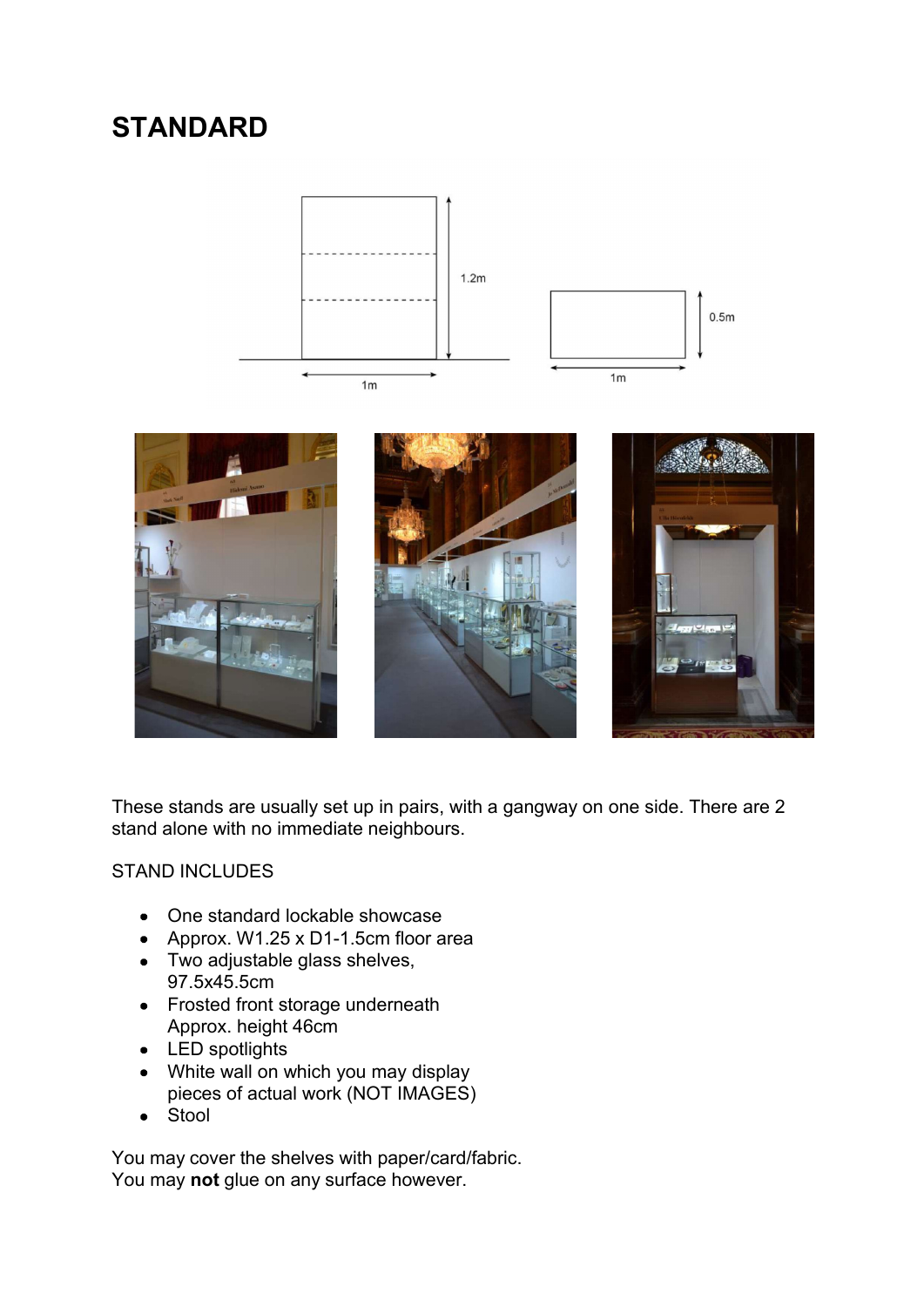# STANDARD

These stands are usually set up in pairs, with a gangway on one side. There are 2 stand alone with no immediate neighbours.

STAND INCLUDES

- One standard lockable showcase
- Approx. W1.25 x D1-1.5cm floor area
- Two adjustable glass shelves, 97.5x45.5cm
- Frosted front storage underneath Approx. height 46cm
- LED spotlights
- White wall on which you may display pieces of actual work (NOT IMAGES)
- Stool

You may cover the shelves with paper/card/fabric.
You may **not** glue on any surface however.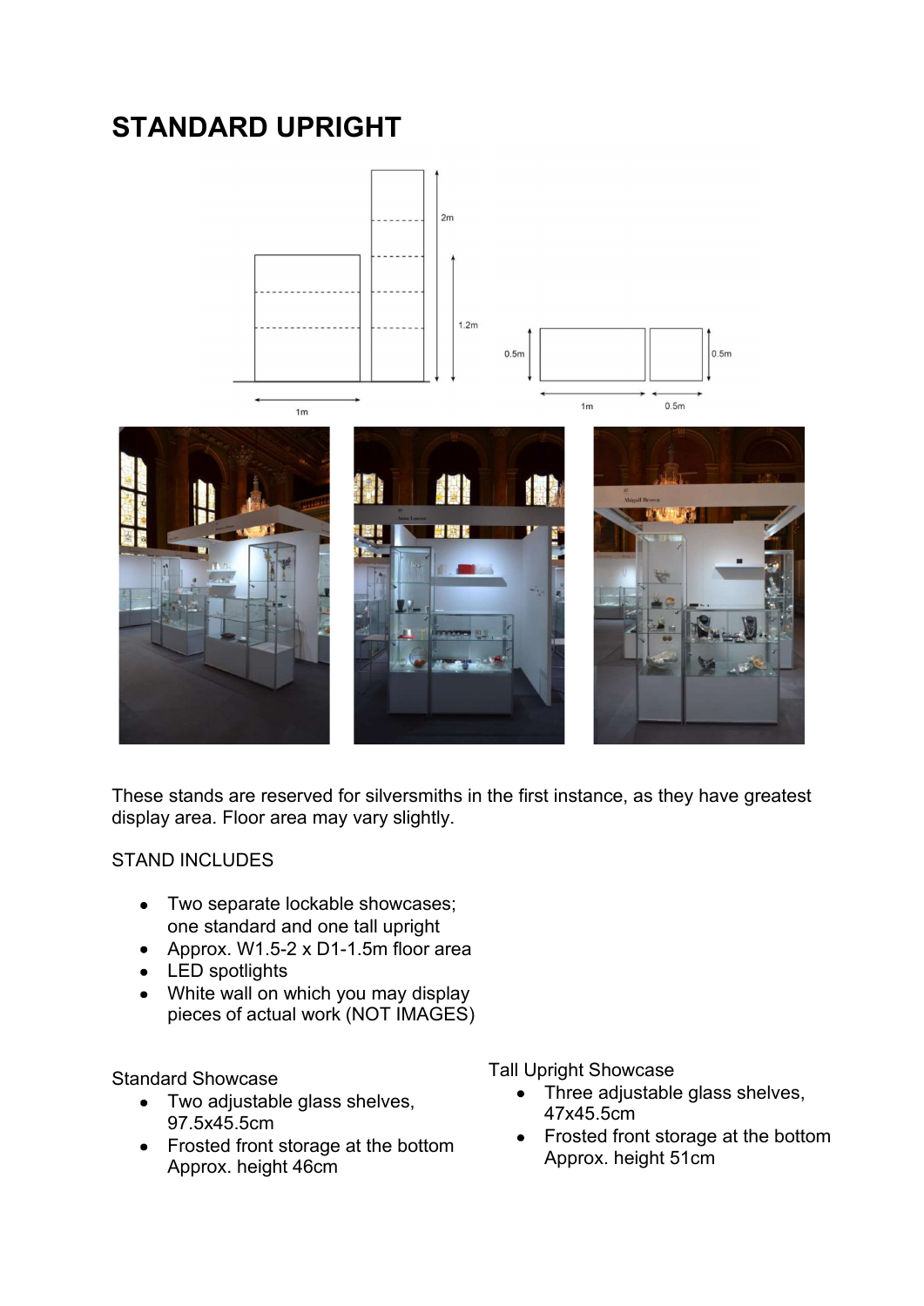# STANDARD UPRIGHT

These stands are reserved for silversmiths in the first instance, as they have greatest display area. Floor area may vary slightly.

STAND INCLUDES

- Two separate lockable showcases; one standard and one tall upright
- Approx. W1.5-2 x D1-1.5m floor area
- LED spotlights
- White wall on which you may display pieces of actual work (NOT IMAGES)

Standard Showcase

- Two adjustable glass shelves, 97.5x45.5cm
- Frosted front storage at the bottom Approx. height 46cm

Tall Upright Showcase

- Three adjustable glass shelves, 47x45.5cm
- Frosted front storage at the bottom Approx. height 51cm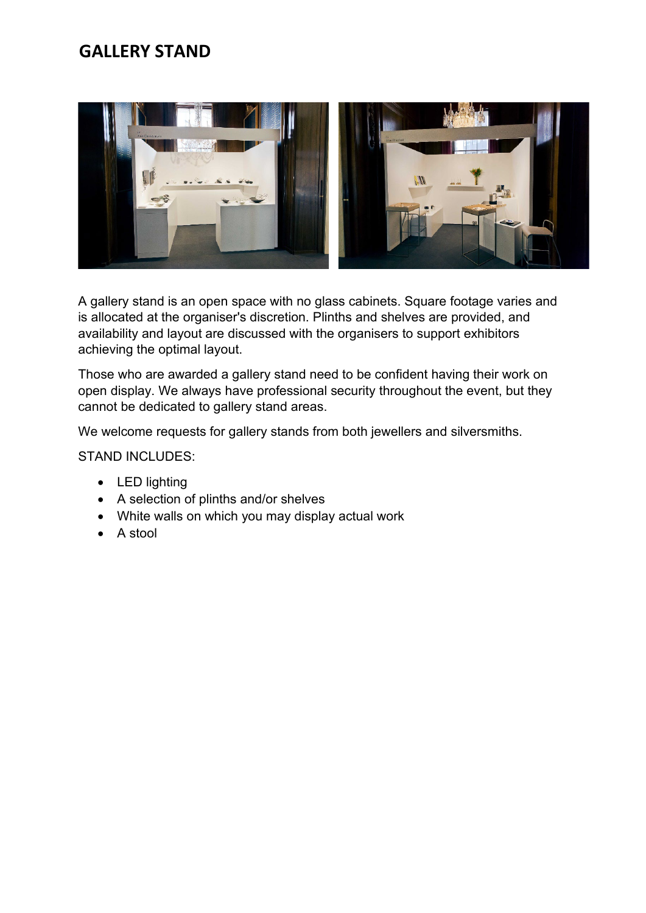# GALLERY STAND

A gallery stand is an open space with no glass cabinets. Square footage varies and is allocated at the organiser's discretion. Plinths and shelves are provided, and availability and layout are discussed with the organisers to support exhibitors achieving the optimal layout.

Those who are awarded a gallery stand need to be confident having their work on open display. We always have professional security throughout the event, but they cannot be dedicated to gallery stand areas.

We welcome requests for gallery stands from both jewellers and silversmiths.

STAND INCLUDES:

- LED lighting
- A selection of plinths and/or shelves
- White walls on which you may display actual work
- A stool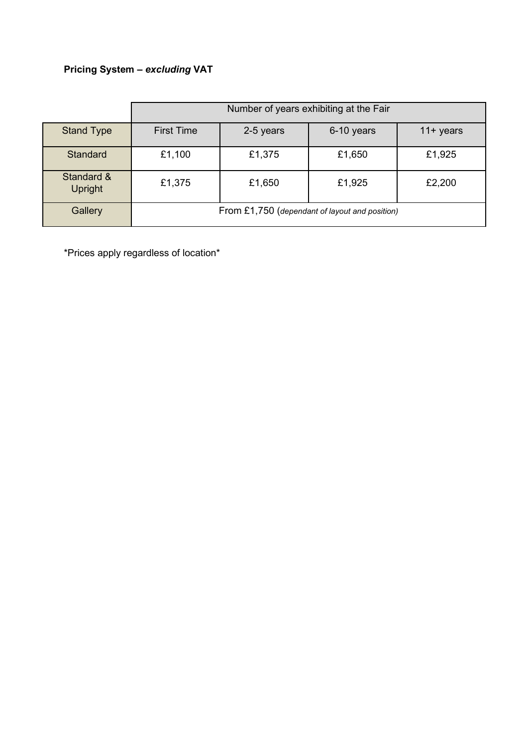**Pricing System – *excluding* VAT**

| | Number of years exhibiting at the Fair | | | |
|---|---|---|---|---|
| Stand Type | First Time | 2-5 years | 6-10 years | 11+ years |
| Standard | £1,100 | £1,375 | £1,650 | £1,925 |
| Standard & Upright | £1,375 | £1,650 | £1,925 | £2,200 |
| Gallery | From £1,750 (*dependant of layout and position)* | | | |

*Prices apply regardless of location*